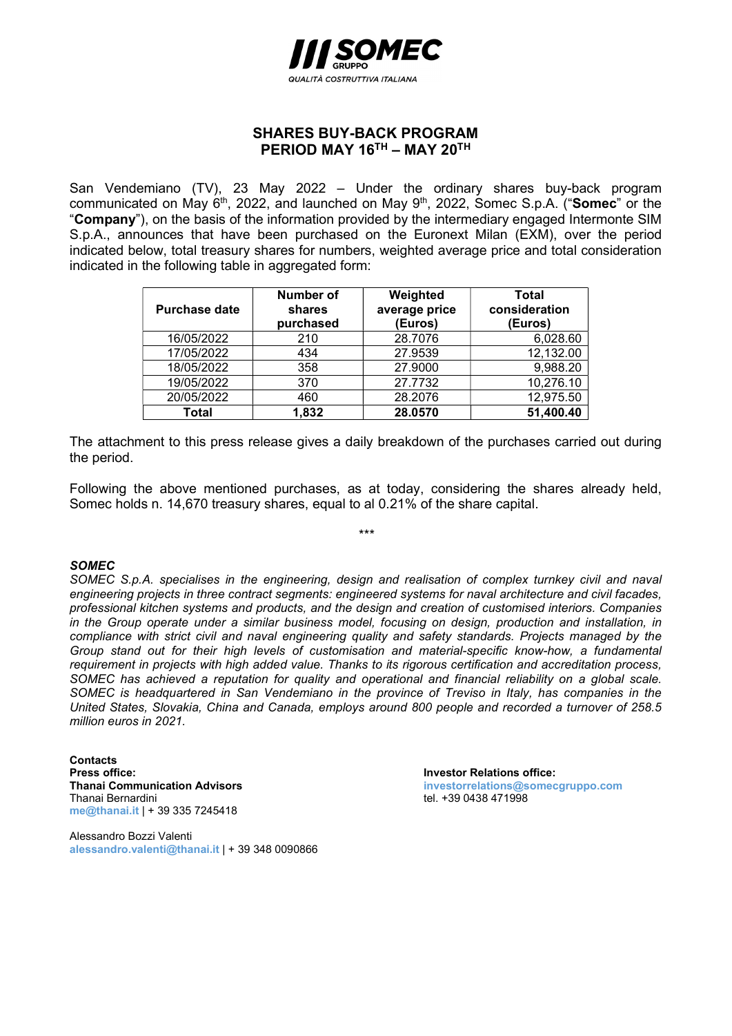# SHARES BUY-BACK PROGRAM
## PERIOD MAY 16TH – MAY 20TH

San Vendemiano (TV), 23 May 2022 – Under the ordinary shares buy-back program communicated on May 6th, 2022, and launched on May 9th, 2022, Somec S.p.A. ("**Somec**" or the "**Company**"), on the basis of the information provided by the intermediary engaged Intermonte SIM S.p.A., announces that have been purchased on the Euronext Milan (EXM), over the period indicated below, total treasury shares for numbers, weighted average price and total consideration indicated in the following table in aggregated form:

| Purchase date | Number of shares purchased | Weighted average price (Euros) | Total consideration (Euros) |
|---|---|---|---|
| 16/05/2022 | 210 | 28.7076 | 6,028.60 |
| 17/05/2022 | 434 | 27.9539 | 12,132.00 |
| 18/05/2022 | 358 | 27.9000 | 9,988.20 |
| 19/05/2022 | 370 | 27.7732 | 10,276.10 |
| 20/05/2022 | 460 | 28.2076 | 12,975.50 |
| **Total** | **1,832** | **28.0570** | **51,400.40** |

The attachment to this press release gives a daily breakdown of the purchases carried out during the period.

Following the above mentioned purchases, as at today, considering the shares already held, Somec holds n. 14,670 treasury shares, equal to al 0.21% of the share capital.

\*\*\*

***SOMEC***

*SOMEC S.p.A. specialises in the engineering, design and realisation of complex turnkey civil and naval engineering projects in three contract segments: engineered systems for naval architecture and civil facades, professional kitchen systems and products, and the design and creation of customised interiors. Companies in the Group operate under a similar business model, focusing on design, production and installation, in compliance with strict civil and naval engineering quality and safety standards. Projects managed by the Group stand out for their high levels of customisation and material-specific know-how, a fundamental requirement in projects with high added value. Thanks to its rigorous certification and accreditation process, SOMEC has achieved a reputation for quality and operational and financial reliability on a global scale. SOMEC is headquartered in San Vendemiano in the province of Treviso in Italy, has companies in the United States, Slovakia, China and Canada, employs around 800 people and recorded a turnover of 258.5 million euros in 2021.*

**Contacts**
**Press office:**
**Thanai Communication Advisors**
Thanai Bernardini
me@thanai.it | + 39 335 7245418

Alessandro Bozzi Valenti
alessandro.valenti@thanai.it | + 39 348 0090866

**Investor Relations office:**
investorrelations@somecgruppo.com
tel. +39 0438 471998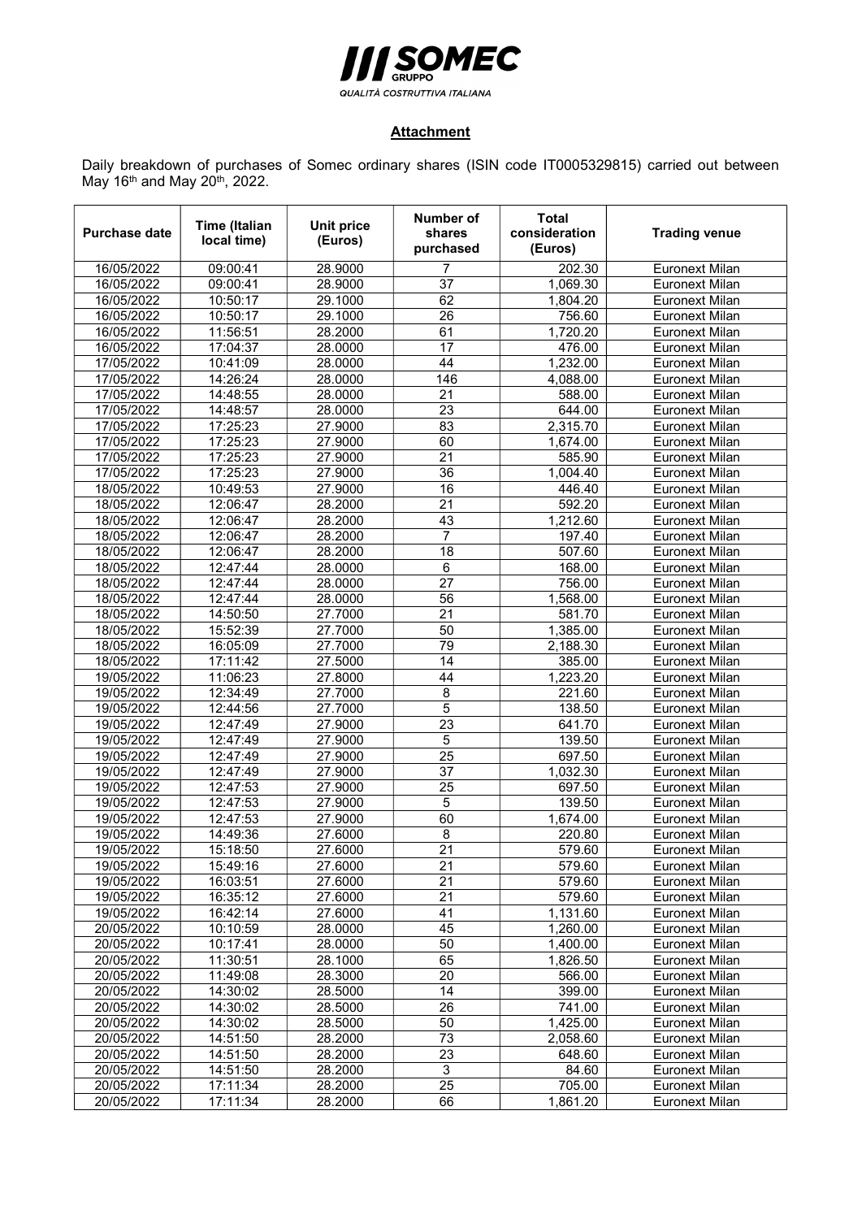## Attachment

Daily breakdown of purchases of Somec ordinary shares (ISIN code IT0005329815) carried out between May 16th and May 20th, 2022.

| Purchase date | Time (Italian local time) | Unit price (Euros) | Number of shares purchased | Total consideration (Euros) | Trading venue |
|---|---|---|---|---|---|
| 16/05/2022 | 09:00:41 | 28.9000 | 7 | 202.30 | Euronext Milan |
| 16/05/2022 | 09:00:41 | 28.9000 | 37 | 1,069.30 | Euronext Milan |
| 16/05/2022 | 10:50:17 | 29.1000 | 62 | 1,804.20 | Euronext Milan |
| 16/05/2022 | 10:50:17 | 29.1000 | 26 | 756.60 | Euronext Milan |
| 16/05/2022 | 11:56:51 | 28.2000 | 61 | 1,720.20 | Euronext Milan |
| 16/05/2022 | 17:04:37 | 28.0000 | 17 | 476.00 | Euronext Milan |
| 17/05/2022 | 10:41:09 | 28.0000 | 44 | 1,232.00 | Euronext Milan |
| 17/05/2022 | 14:26:24 | 28.0000 | 146 | 4,088.00 | Euronext Milan |
| 17/05/2022 | 14:48:55 | 28.0000 | 21 | 588.00 | Euronext Milan |
| 17/05/2022 | 14:48:57 | 28.0000 | 23 | 644.00 | Euronext Milan |
| 17/05/2022 | 17:25:23 | 27.9000 | 83 | 2,315.70 | Euronext Milan |
| 17/05/2022 | 17:25:23 | 27.9000 | 60 | 1,674.00 | Euronext Milan |
| 17/05/2022 | 17:25:23 | 27.9000 | 21 | 585.90 | Euronext Milan |
| 17/05/2022 | 17:25:23 | 27.9000 | 36 | 1,004.40 | Euronext Milan |
| 18/05/2022 | 10:49:53 | 27.9000 | 16 | 446.40 | Euronext Milan |
| 18/05/2022 | 12:06:47 | 28.2000 | 21 | 592.20 | Euronext Milan |
| 18/05/2022 | 12:06:47 | 28.2000 | 43 | 1,212.60 | Euronext Milan |
| 18/05/2022 | 12:06:47 | 28.2000 | 7 | 197.40 | Euronext Milan |
| 18/05/2022 | 12:06:47 | 28.2000 | 18 | 507.60 | Euronext Milan |
| 18/05/2022 | 12:47:44 | 28.0000 | 6 | 168.00 | Euronext Milan |
| 18/05/2022 | 12:47:44 | 28.0000 | 27 | 756.00 | Euronext Milan |
| 18/05/2022 | 12:47:44 | 28.0000 | 56 | 1,568.00 | Euronext Milan |
| 18/05/2022 | 14:50:50 | 27.7000 | 21 | 581.70 | Euronext Milan |
| 18/05/2022 | 15:52:39 | 27.7000 | 50 | 1,385.00 | Euronext Milan |
| 18/05/2022 | 16:05:09 | 27.7000 | 79 | 2,188.30 | Euronext Milan |
| 18/05/2022 | 17:11:42 | 27.5000 | 14 | 385.00 | Euronext Milan |
| 19/05/2022 | 11:06:23 | 27.8000 | 44 | 1,223.20 | Euronext Milan |
| 19/05/2022 | 12:34:49 | 27.7000 | 8 | 221.60 | Euronext Milan |
| 19/05/2022 | 12:44:56 | 27.7000 | 5 | 138.50 | Euronext Milan |
| 19/05/2022 | 12:47:49 | 27.9000 | 23 | 641.70 | Euronext Milan |
| 19/05/2022 | 12:47:49 | 27.9000 | 5 | 139.50 | Euronext Milan |
| 19/05/2022 | 12:47:49 | 27.9000 | 25 | 697.50 | Euronext Milan |
| 19/05/2022 | 12:47:49 | 27.9000 | 37 | 1,032.30 | Euronext Milan |
| 19/05/2022 | 12:47:53 | 27.9000 | 25 | 697.50 | Euronext Milan |
| 19/05/2022 | 12:47:53 | 27.9000 | 5 | 139.50 | Euronext Milan |
| 19/05/2022 | 12:47:53 | 27.9000 | 60 | 1,674.00 | Euronext Milan |
| 19/05/2022 | 14:49:36 | 27.6000 | 8 | 220.80 | Euronext Milan |
| 19/05/2022 | 15:18:50 | 27.6000 | 21 | 579.60 | Euronext Milan |
| 19/05/2022 | 15:49:16 | 27.6000 | 21 | 579.60 | Euronext Milan |
| 19/05/2022 | 16:03:51 | 27.6000 | 21 | 579.60 | Euronext Milan |
| 19/05/2022 | 16:35:12 | 27.6000 | 21 | 579.60 | Euronext Milan |
| 19/05/2022 | 16:42:14 | 27.6000 | 41 | 1,131.60 | Euronext Milan |
| 20/05/2022 | 10:10:59 | 28.0000 | 45 | 1,260.00 | Euronext Milan |
| 20/05/2022 | 10:17:41 | 28.0000 | 50 | 1,400.00 | Euronext Milan |
| 20/05/2022 | 11:30:51 | 28.1000 | 65 | 1,826.50 | Euronext Milan |
| 20/05/2022 | 11:49:08 | 28.3000 | 20 | 566.00 | Euronext Milan |
| 20/05/2022 | 14:30:02 | 28.5000 | 14 | 399.00 | Euronext Milan |
| 20/05/2022 | 14:30:02 | 28.5000 | 26 | 741.00 | Euronext Milan |
| 20/05/2022 | 14:30:02 | 28.5000 | 50 | 1,425.00 | Euronext Milan |
| 20/05/2022 | 14:51:50 | 28.2000 | 73 | 2,058.60 | Euronext Milan |
| 20/05/2022 | 14:51:50 | 28.2000 | 23 | 648.60 | Euronext Milan |
| 20/05/2022 | 14:51:50 | 28.2000 | 3 | 84.60 | Euronext Milan |
| 20/05/2022 | 17:11:34 | 28.2000 | 25 | 705.00 | Euronext Milan |
| 20/05/2022 | 17:11:34 | 28.2000 | 66 | 1,861.20 | Euronext Milan |